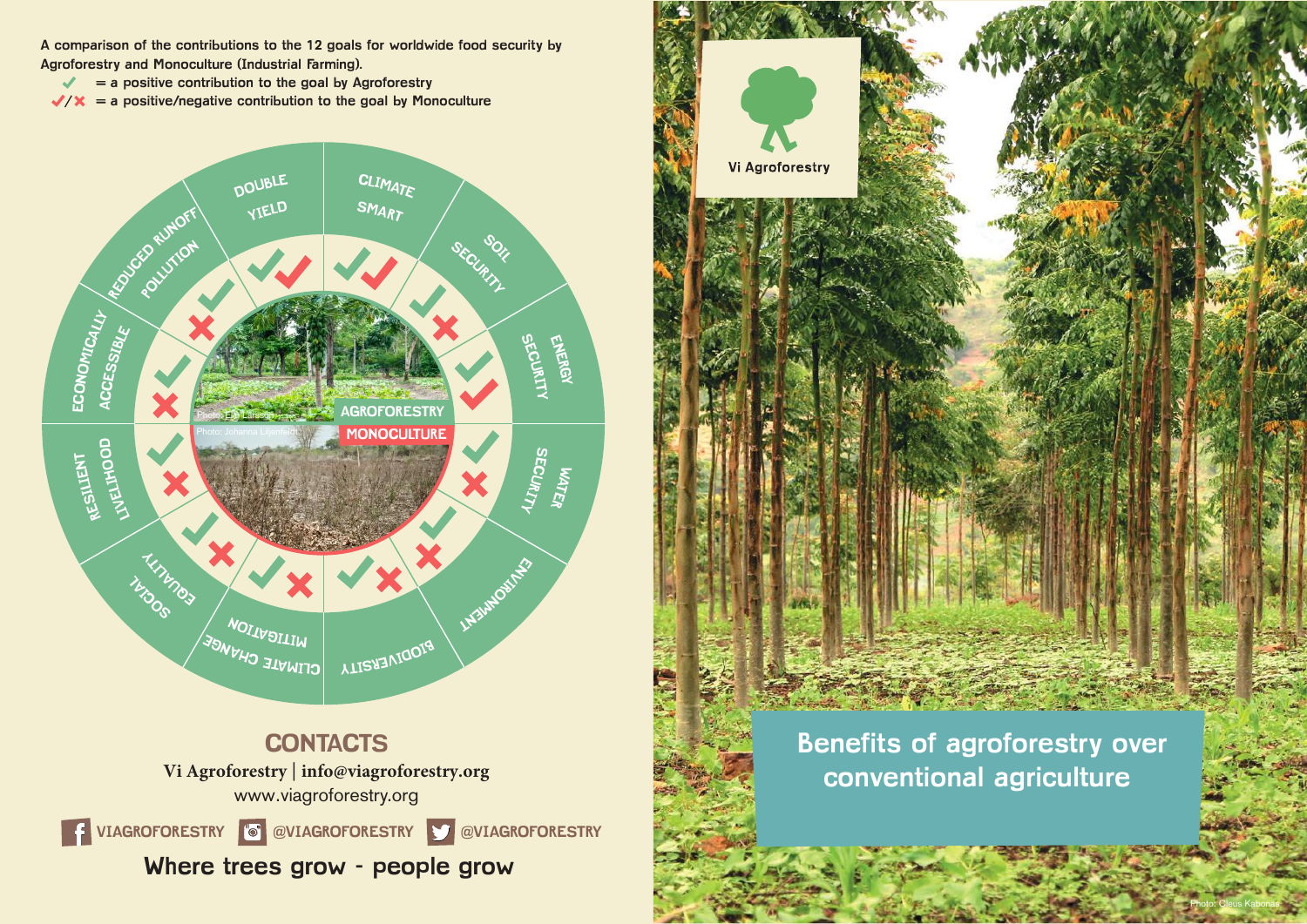A comparison of the contributions to the 12 goals for worldwide food security by Agroforestry and Monoculture (Industrial Farming).

✓ = a positive contribution to the goal by Agroforestry

✓/✗ = a positive/negative contribution to the goal by Monoculture

| Goal | Agroforestry | Monoculture |
|---|---|---|
| Double Yield | ✓ | ✓ |
| Climate Smart | ✓ | ✓ |
| Soil Security | ✓ | ✗ |
| Energy Security | ✓ | ✓ |
| Water Security | ✓ | ✗ |
| Environment | ✓ | ✗ |
| Biodiversity | ✓ | ✗ |
| Climate Change Mitigation | ✓ | ✗ |
| Social Equality | ✓ | ✗ |
| Resilient Livelihood | ✓ | ✗ |
| Economically Accessible | ✓ | ✗ |
| Reduced Runoff Pollution | ✓ | ✗ |

AGROFORESTRY

Photo: Elin Larsson

MONOCULTURE

Photo: Johanna Liljenfeldt

## CONTACTS

Vi Agroforestry | info@viagroforestry.org

www.viagroforestry.org

VIAGROFORESTRY @VIAGROFORESTRY @VIAGROFORESTRY

Where trees grow - people grow

Vi Agroforestry

# Benefits of agroforestry over conventional agriculture

Photo: Cleus Kabonas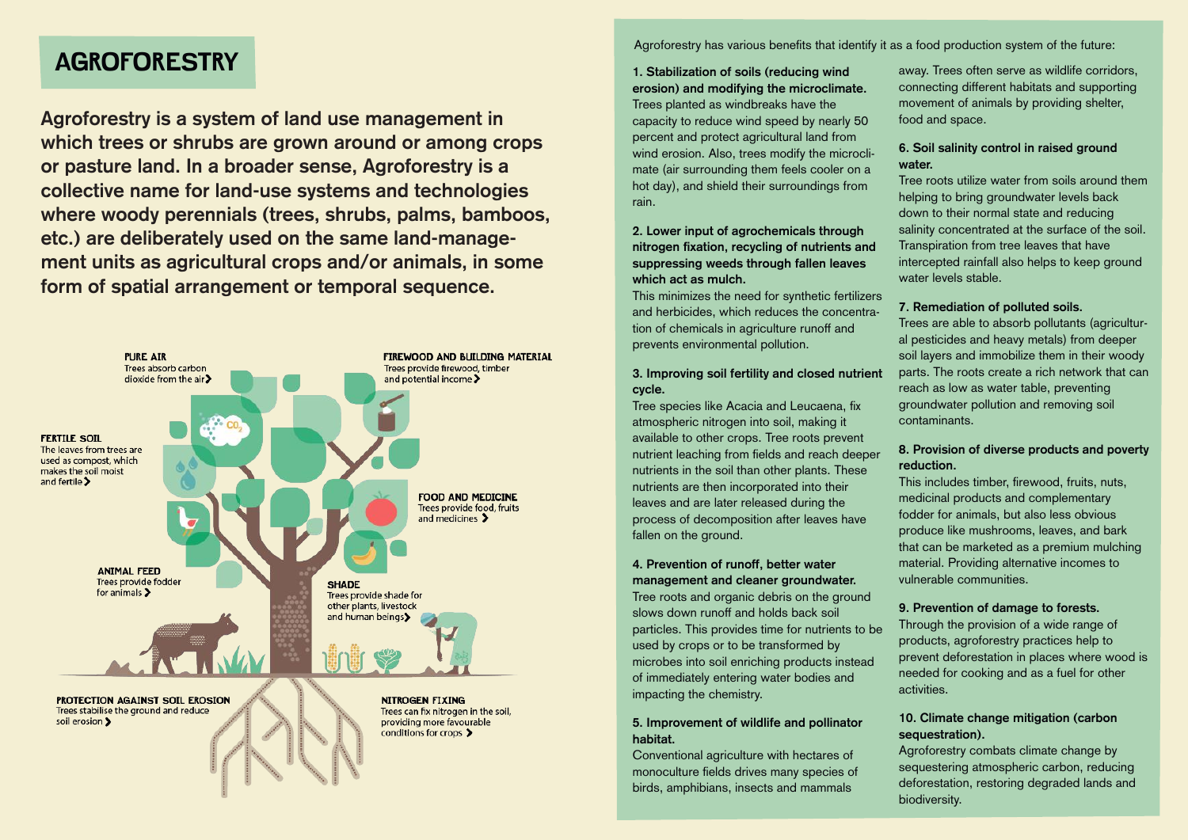# AGROFORESTRY

**Agroforestry is a system of land use management in which trees or shrubs are grown around or among crops or pasture land. In a broader sense, Agroforestry is a collective name for land-use systems and technologies where woody perennials (trees, shrubs, palms, bamboos, etc.) are deliberately used on the same land-management units as agricultural crops and/or animals, in some form of spatial arrangement or temporal sequence.**

PURE AIR
Trees absorb carbon dioxide from the air

$CO_2$

FIREWOOD AND BUILDING MATERIAL
Trees provide firewood, timber and potential income

FERTILE SOIL
The leaves from trees are used as compost, which makes the soil moist and fertile

FOOD AND MEDICINE
Trees provide food, fruits and medicines

ANIMAL FEED
Trees provide fodder for animals

SHADE
Trees provide shade for other plants, livestock and human beings

PROTECTION AGAINST SOIL EROSION
Trees stabilise the ground and reduce soil erosion

NITROGEN FIXING
Trees can fix nitrogen in the soil, providing more favourable conditions for crops

Agroforestry has various benefits that identify it as a food production system of the future:

**1. Stabilization of soils (reducing wind erosion) and modifying the microclimate.**
Trees planted as windbreaks have the capacity to reduce wind speed by nearly 50 percent and protect agricultural land from wind erosion. Also, trees modify the microclimate (air surrounding them feels cooler on a hot day), and shield their surroundings from rain.

**2. Lower input of agrochemicals through nitrogen fixation, recycling of nutrients and suppressing weeds through fallen leaves which act as mulch.**
This minimizes the need for synthetic fertilizers and herbicides, which reduces the concentration of chemicals in agriculture runoff and prevents environmental pollution.

**3. Improving soil fertility and closed nutrient cycle.**
Tree species like Acacia and Leucaena, fix atmospheric nitrogen into soil, making it available to other crops. Tree roots prevent nutrient leaching from fields and reach deeper nutrients in the soil than other plants. These nutrients are then incorporated into their leaves and are later released during the process of decomposition after leaves have fallen on the ground.

**4. Prevention of runoff, better water management and cleaner groundwater.**
Tree roots and organic debris on the ground slows down runoff and holds back soil particles. This provides time for nutrients to be used by crops or to be transformed by microbes into soil enriching products instead of immediately entering water bodies and impacting the chemistry.

**5. Improvement of wildlife and pollinator habitat.**
Conventional agriculture with hectares of monoculture fields drives many species of birds, amphibians, insects and mammals away. Trees often serve as wildlife corridors, connecting different habitats and supporting movement of animals by providing shelter, food and space.

**6. Soil salinity control in raised ground water.**
Tree roots utilize water from soils around them helping to bring groundwater levels back down to their normal state and reducing salinity concentrated at the surface of the soil. Transpiration from tree leaves that have intercepted rainfall also helps to keep ground water levels stable.

**7. Remediation of polluted soils.**
Trees are able to absorb pollutants (agricultural pesticides and heavy metals) from deeper soil layers and immobilize them in their woody parts. The roots create a rich network that can reach as low as water table, preventing groundwater pollution and removing soil contaminants.

**8. Provision of diverse products and poverty reduction.**
This includes timber, firewood, fruits, nuts, medicinal products and complementary fodder for animals, but also less obvious produce like mushrooms, leaves, and bark that can be marketed as a premium mulching material. Providing alternative incomes to vulnerable communities.

**9. Prevention of damage to forests.**
Through the provision of a wide range of products, agroforestry practices help to prevent deforestation in places where wood is needed for cooking and as a fuel for other activities.

**10. Climate change mitigation (carbon sequestration).**
Agroforestry combats climate change by sequestering atmospheric carbon, reducing deforestation, restoring degraded lands and biodiversity.